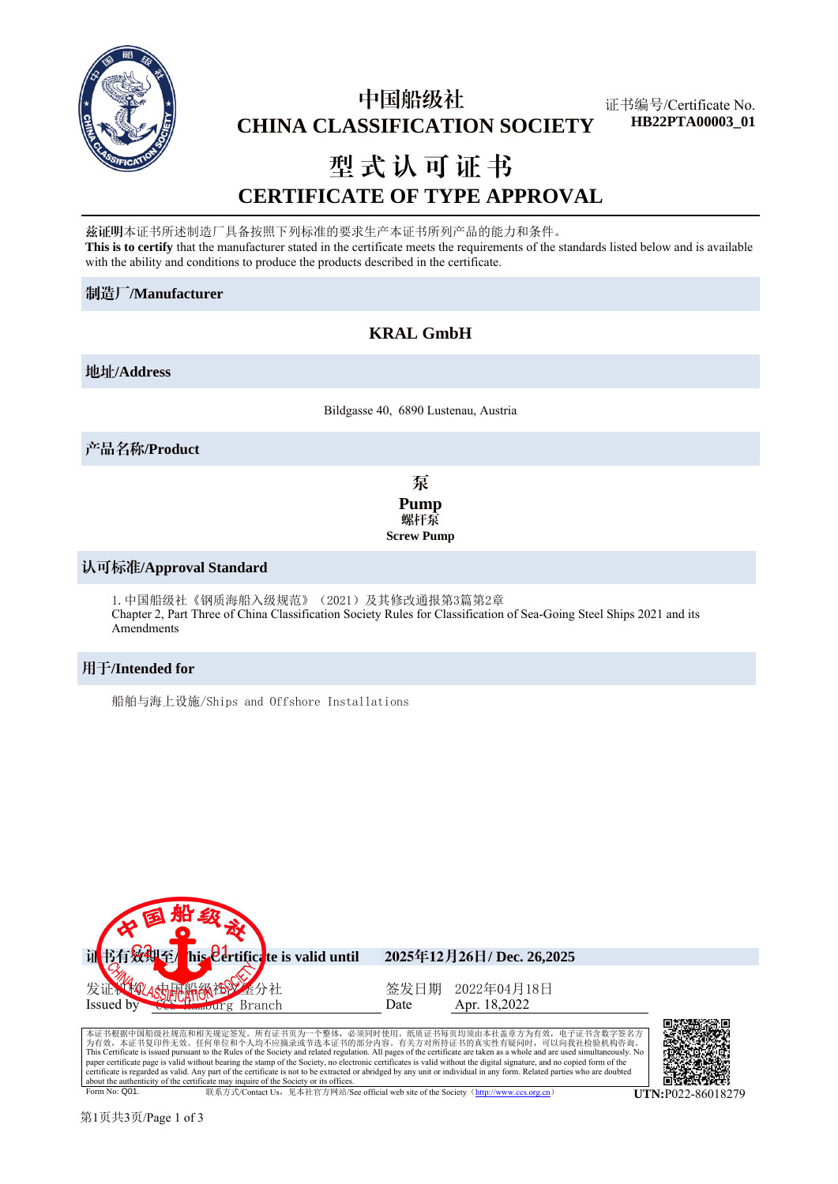# 中国船级社
# CHINA CLASSIFICATION SOCIETY

证书编号/Certificate No.
**HB22PTA00003_01**

# 型式认可证书
# CERTIFICATE OF TYPE APPROVAL

**兹证明**本证书所述制造厂具备按照下列标准的要求生产本证书所列产品的能力和条件。
**This is to certify** that the manufacturer stated in the certificate meets the requirements of the standards listed below and is available with the ability and conditions to produce the products described in the certificate.

## 制造厂/Manufacturer

**KRAL GmbH**

## 地址/Address

Bildgasse 40, 6890 Lustenau, Austria

## 产品名称/Product

**泵**
**Pump**
**螺杆泵**
**Screw Pump**

## 认可标准/Approval Standard

1. 中国船级社《钢质海船入级规范》（2021）及其修改通报第3篇第2章
Chapter 2, Part Three of China Classification Society Rules for Classification of Sea-Going Steel Ships 2021 and its Amendments

## 用于/Intended for

船舶与海上设施/Ships and Offshore Installations

**证书有效期至/This Certificate is valid until** **2025年12月26日/ Dec. 26,2025**

发证机构 中国船级社汉堡分社
Issued by CCS Hamburg Branch

签发日期 2022年04月18日
Date Apr. 18,2022

本证书根据中国船级社规范和相关规定签发。所有证书页为一个整体，必须同时使用。纸质证书每页均须由本社盖章方为有效，电子证书含数字签名方为有效，本证书复印件无效。任何单位和个人均不应摘录或节选本证书的部分内容。有关方对所持证书的真实性有疑问时，可以向我社检验机构咨询。
This Certificate is issued pursuant to the Rules of the Society and related regulation. All pages of the certificate are taken as a whole and are used simultaneously. No paper certificate page is valid without bearing the stamp of the Society, no electronic certificates is valid without the digital signature, and no copied form of the certificate is regarded as valid. Any part of the certificate is not to be extracted or abridged by any unit or individual in any form. Related parties who are doubted about the authenticity of the certificate may inquire of the Society or its offices.

Form No: Q01. 联系方式/Contact Us，见本社官方网站/See official web site of the Society（http://www.ccs.org.cn）

**UTN:**P022-86018279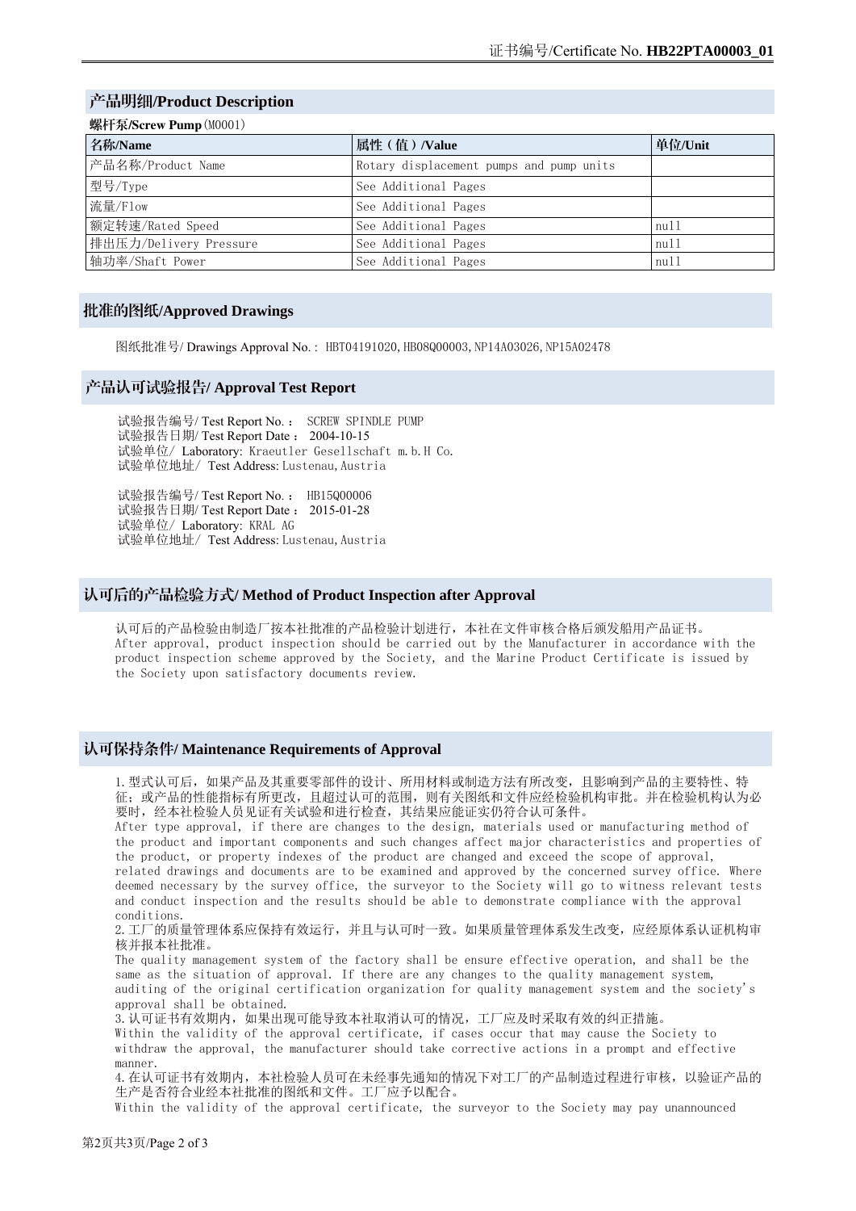## 产品明细/Product Description

**螺杆泵/Screw Pump**(M0001)

| 名称/Name | 属性（值）/Value | 单位/Unit |
|---|---|---|
| 产品名称/Product Name | Rotary displacement pumps and pump units | |
| 型号/Type | See Additional Pages | |
| 流量/Flow | See Additional Pages | |
| 额定转速/Rated Speed | See Additional Pages | null |
| 排出压力/Delivery Pressure | See Additional Pages | null |
| 轴功率/Shaft Power | See Additional Pages | null |

## 批准的图纸/Approved Drawings

图纸批准号/ Drawings Approval No.： HBT04191020,HB08Q00003,NP14A03026,NP15A02478

## 产品认可试验报告/ Approval Test Report

试验报告编号/ Test Report No.： SCREW SPINDLE PUMP
试验报告日期/ Test Report Date： 2004-10-15
试验单位/ Laboratory: Kraeutler Gesellschaft m.b.H Co.
试验单位地址/ Test Address: Lustenau,Austria

试验报告编号/ Test Report No.： HB15Q00006
试验报告日期/ Test Report Date： 2015-01-28
试验单位/ Laboratory: KRAL AG
试验单位地址/ Test Address: Lustenau,Austria

## 认可后的产品检验方式/ Method of Product Inspection after Approval

认可后的产品检验由制造厂按本社批准的产品检验计划进行，本社在文件审核合格后颁发船用产品证书。
After approval, product inspection should be carried out by the Manufacturer in accordance with the product inspection scheme approved by the Society, and the Marine Product Certificate is issued by the Society upon satisfactory documents review.

## 认可保持条件/ Maintenance Requirements of Approval

1.型式认可后，如果产品及其重要零部件的设计、所用材料或制造方法有所改变，且影响到产品的主要特性、特征；或产品的性能指标有所更改，且超过认可的范围，则有关图纸和文件应经检验机构审批。并在检验机构认为必要时，经本社检验人员见证有关试验和进行检查，其结果应能证实仍符合认可条件。
After type approval, if there are changes to the design, materials used or manufacturing method of the product and important components and such changes affect major characteristics and properties of the product, or property indexes of the product are changed and exceed the scope of approval, related drawings and documents are to be examined and approved by the concerned survey office. Where deemed necessary by the survey office, the surveyor to the Society will go to witness relevant tests and conduct inspection and the results should be able to demonstrate compliance with the approval conditions.
2.工厂的质量管理体系应保持有效运行，并且与认可时一致。如果质量管理体系发生改变，应经原体系认证机构审核并报本社批准。
The quality management system of the factory shall be ensure effective operation, and shall be the same as the situation of approval. If there are any changes to the quality management system, auditing of the original certification organization for quality management system and the society's approval shall be obtained.
3.认可证书有效期内，如果出现可能导致本社取消认可的情况，工厂应及时采取有效的纠正措施。
Within the validity of the approval certificate, if cases occur that may cause the Society to withdraw the approval, the manufacturer should take corrective actions in a prompt and effective manner.
4.在认可证书有效期内，本社检验人员可在未经事先通知的情况下对工厂的产品制造过程进行审核，以验证产品的生产是否符合业经本社批准的图纸和文件。工厂应予以配合。
Within the validity of the approval certificate, the surveyor to the Society may pay unannounced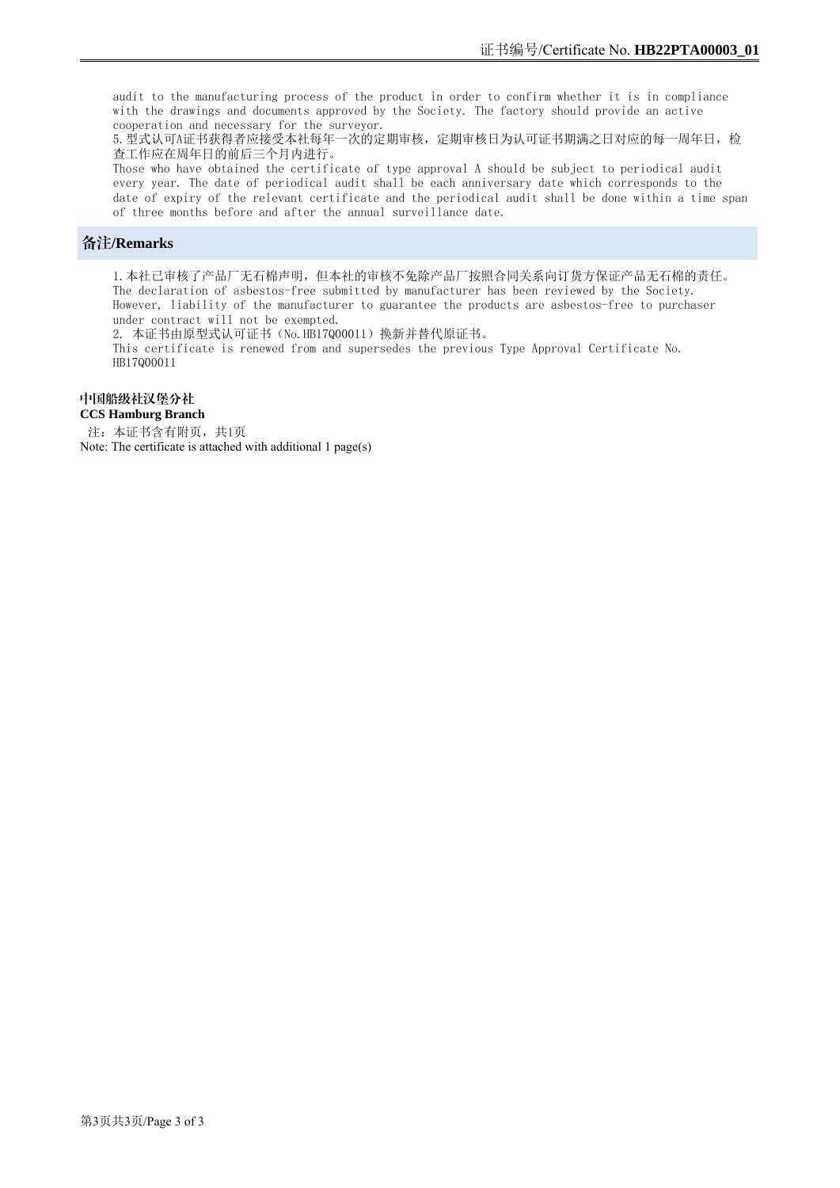audit to the manufacturing process of the product in order to confirm whether it is in compliance with the drawings and documents approved by the Society. The factory should provide an active cooperation and necessary for the surveyor.

5.型式认可A证书获得者应接受本社每年一次的定期审核，定期审核日为认可证书期满之日对应的每一周年日，检查工作应在周年日的前后三个月内进行。

Those who have obtained the certificate of type approval A should be subject to periodical audit every year. The date of periodical audit shall be each anniversary date which corresponds to the date of expiry of the relevant certificate and the periodical audit shall be done within a time span of three months before and after the annual surveillance date.

## 备注/Remarks

1.本社已审核了产品厂无石棉声明，但本社的审核不免除产品厂按照合同关系向订货方保证产品无石棉的责任。
The declaration of asbestos-free submitted by manufacturer has been reviewed by the Society. However, liability of the manufacturer to guarantee the products are asbestos-free to purchaser under contract will not be exempted.

2. 本证书由原型式认可证书（No.HB17Q00011）换新并替代原证书。
This certificate is renewed from and supersedes the previous Type Approval Certificate No. HB17Q00011

**中国船级社汉堡分社**
**CCS Hamburg Branch**

注：本证书含有附页，共1页
Note: The certificate is attached with additional 1 page(s)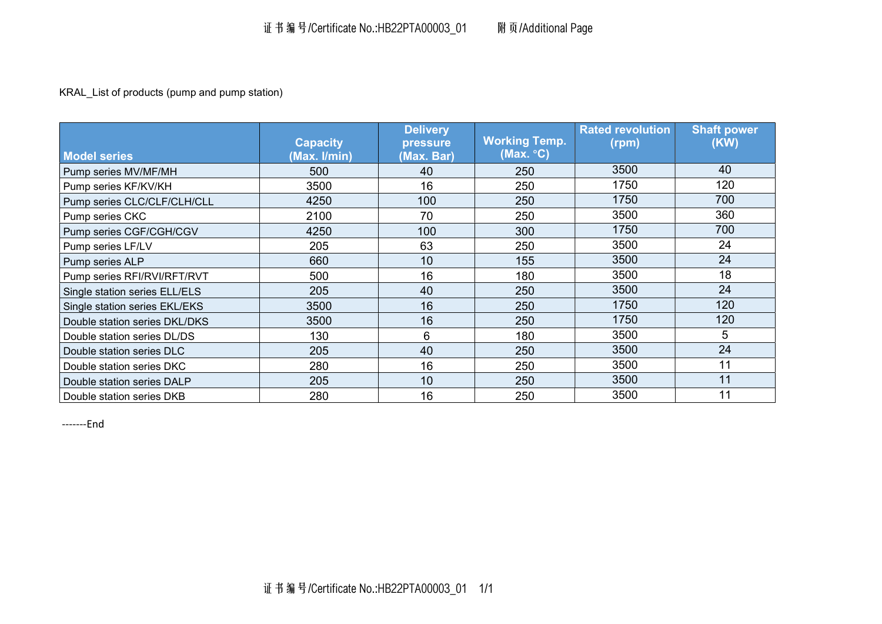证书编号/Certificate No.:HB22PTA00003_01 附页/Additional Page

KRAL_List of products (pump and pump station)

| Model series | Capacity (Max. l/min) | Delivery pressure (Max. Bar) | Working Temp. (Max. °C) | Rated revolution (rpm) | Shaft power (KW) |
|---|---|---|---|---|---|
| Pump series MV/MF/MH | 500 | 40 | 250 | 3500 | 40 |
| Pump series KF/KV/KH | 3500 | 16 | 250 | 1750 | 120 |
| Pump series CLC/CLF/CLH/CLL | 4250 | 100 | 250 | 1750 | 700 |
| Pump series CKC | 2100 | 70 | 250 | 3500 | 360 |
| Pump series CGF/CGH/CGV | 4250 | 100 | 300 | 1750 | 700 |
| Pump series LF/LV | 205 | 63 | 250 | 3500 | 24 |
| Pump series ALP | 660 | 10 | 155 | 3500 | 24 |
| Pump series RFI/RVI/RFT/RVT | 500 | 16 | 180 | 3500 | 18 |
| Single station series ELL/ELS | 205 | 40 | 250 | 3500 | 24 |
| Single station series EKL/EKS | 3500 | 16 | 250 | 1750 | 120 |
| Double station series DKL/DKS | 3500 | 16 | 250 | 1750 | 120 |
| Double station series DL/DS | 130 | 6 | 180 | 3500 | 5 |
| Double station series DLC | 205 | 40 | 250 | 3500 | 24 |
| Double station series DKC | 280 | 16 | 250 | 3500 | 11 |
| Double station series DALP | 205 | 10 | 250 | 3500 | 11 |
| Double station series DKB | 280 | 16 | 250 | 3500 | 11 |

-------End